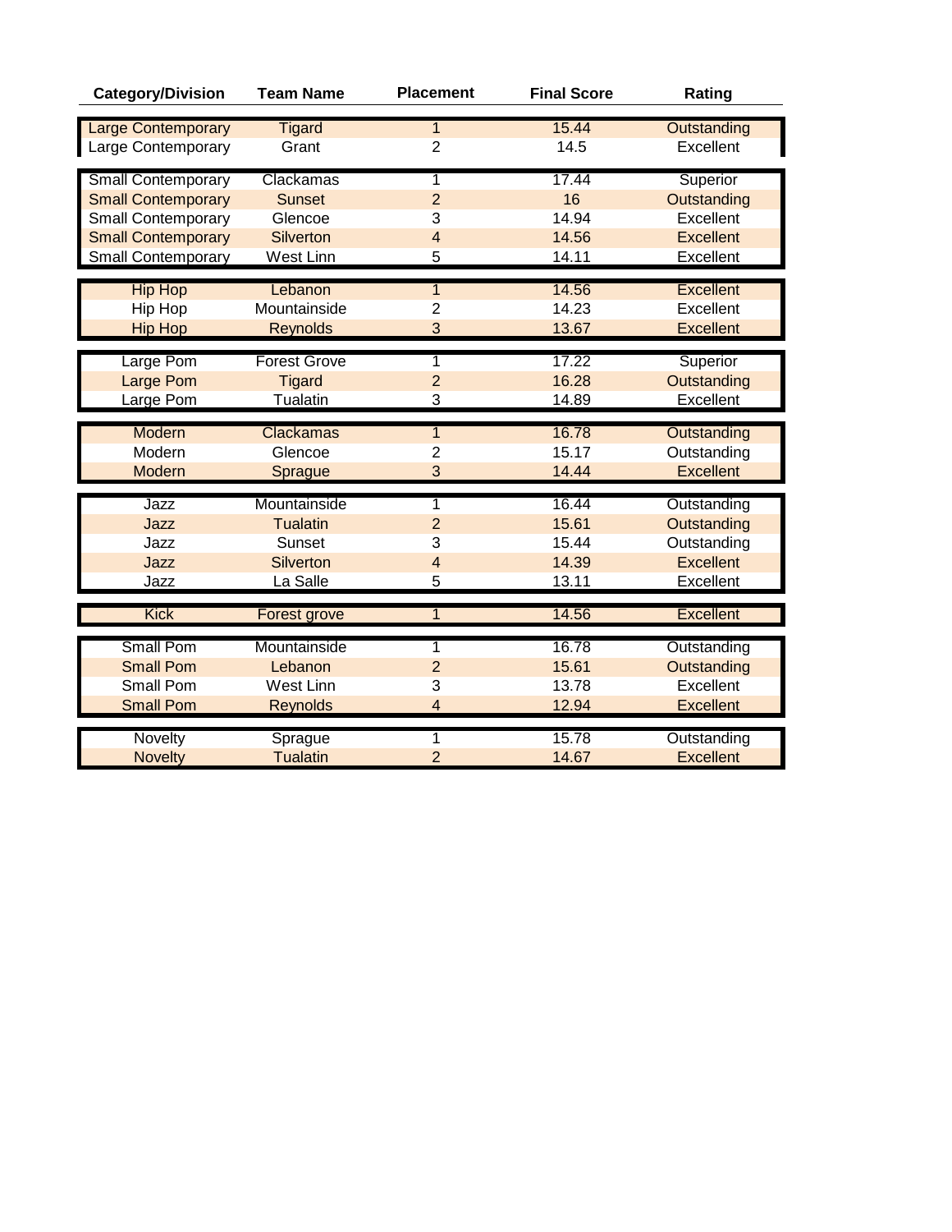| Category/Division | Team Name | Placement | Final Score | Rating |
|---|---|---|---|---|
| Large Contemporary | Tigard | 1 | 15.44 | Outstanding |
| Large Contemporary | Grant | 2 | 14.5 | Excellent |
| Small Contemporary | Clackamas | 1 | 17.44 | Superior |
| Small Contemporary | Sunset | 2 | 16 | Outstanding |
| Small Contemporary | Glencoe | 3 | 14.94 | Excellent |
| Small Contemporary | Silverton | 4 | 14.56 | Excellent |
| Small Contemporary | West Linn | 5 | 14.11 | Excellent |
| Hip Hop | Lebanon | 1 | 14.56 | Excellent |
| Hip Hop | Mountainside | 2 | 14.23 | Excellent |
| Hip Hop | Reynolds | 3 | 13.67 | Excellent |
| Large Pom | Forest Grove | 1 | 17.22 | Superior |
| Large Pom | Tigard | 2 | 16.28 | Outstanding |
| Large Pom | Tualatin | 3 | 14.89 | Excellent |
| Modern | Clackamas | 1 | 16.78 | Outstanding |
| Modern | Glencoe | 2 | 15.17 | Outstanding |
| Modern | Sprague | 3 | 14.44 | Excellent |
| Jazz | Mountainside | 1 | 16.44 | Outstanding |
| Jazz | Tualatin | 2 | 15.61 | Outstanding |
| Jazz | Sunset | 3 | 15.44 | Outstanding |
| Jazz | Silverton | 4 | 14.39 | Excellent |
| Jazz | La Salle | 5 | 13.11 | Excellent |
| Kick | Forest grove | 1 | 14.56 | Excellent |
| Small Pom | Mountainside | 1 | 16.78 | Outstanding |
| Small Pom | Lebanon | 2 | 15.61 | Outstanding |
| Small Pom | West Linn | 3 | 13.78 | Excellent |
| Small Pom | Reynolds | 4 | 12.94 | Excellent |
| Novelty | Sprague | 1 | 15.78 | Outstanding |
| Novelty | Tualatin | 2 | 14.67 | Excellent |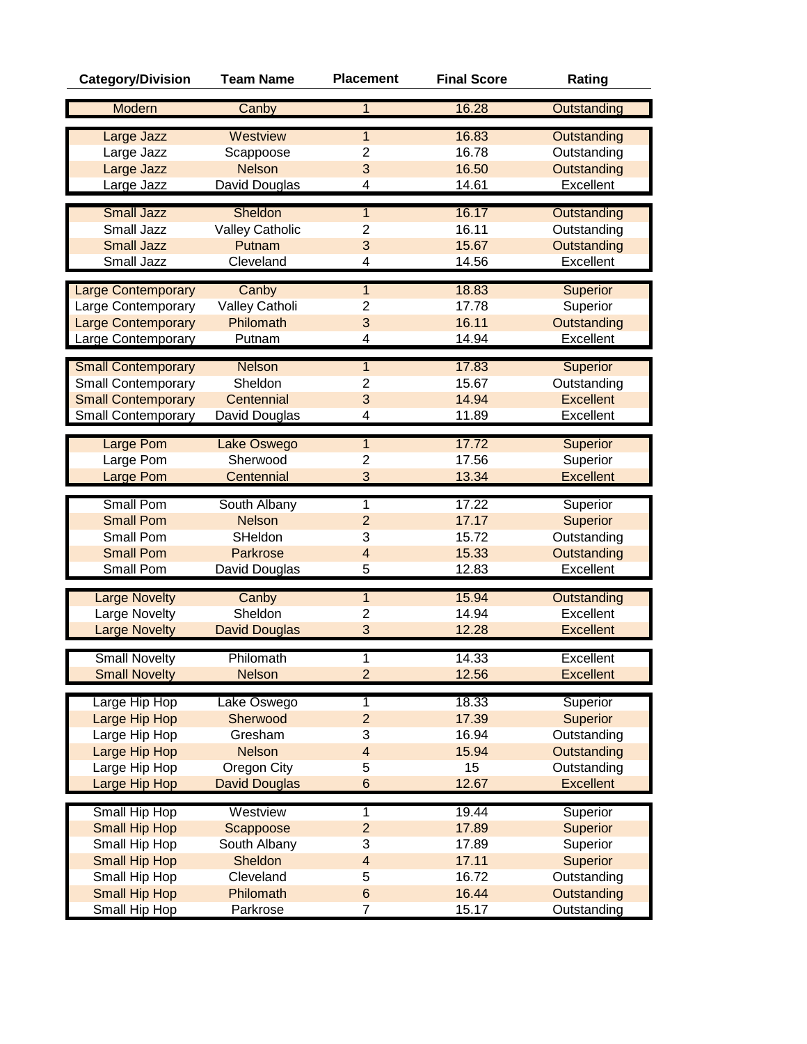| Category/Division | Team Name | Placement | Final Score | Rating |
| --- | --- | --- | --- | --- |
| Modern | Canby | 1 | 16.28 | Outstanding |
| Large Jazz | Westview | 1 | 16.83 | Outstanding |
| Large Jazz | Scappoose | 2 | 16.78 | Outstanding |
| Large Jazz | Nelson | 3 | 16.50 | Outstanding |
| Large Jazz | David Douglas | 4 | 14.61 | Excellent |
| Small Jazz | Sheldon | 1 | 16.17 | Outstanding |
| Small Jazz | Valley Catholic | 2 | 16.11 | Outstanding |
| Small Jazz | Putnam | 3 | 15.67 | Outstanding |
| Small Jazz | Cleveland | 4 | 14.56 | Excellent |
| Large Contemporary | Canby | 1 | 18.83 | Superior |
| Large Contemporary | Valley Catholi | 2 | 17.78 | Superior |
| Large Contemporary | Philomath | 3 | 16.11 | Outstanding |
| Large Contemporary | Putnam | 4 | 14.94 | Excellent |
| Small Contemporary | Nelson | 1 | 17.83 | Superior |
| Small Contemporary | Sheldon | 2 | 15.67 | Outstanding |
| Small Contemporary | Centennial | 3 | 14.94 | Excellent |
| Small Contemporary | David Douglas | 4 | 11.89 | Excellent |
| Large Pom | Lake Oswego | 1 | 17.72 | Superior |
| Large Pom | Sherwood | 2 | 17.56 | Superior |
| Large Pom | Centennial | 3 | 13.34 | Excellent |
| Small Pom | South Albany | 1 | 17.22 | Superior |
| Small Pom | Nelson | 2 | 17.17 | Superior |
| Small Pom | SHeldon | 3 | 15.72 | Outstanding |
| Small Pom | Parkrose | 4 | 15.33 | Outstanding |
| Small Pom | David Douglas | 5 | 12.83 | Excellent |
| Large Novelty | Canby | 1 | 15.94 | Outstanding |
| Large Novelty | Sheldon | 2 | 14.94 | Excellent |
| Large Novelty | David Douglas | 3 | 12.28 | Excellent |
| Small Novelty | Philomath | 1 | 14.33 | Excellent |
| Small Novelty | Nelson | 2 | 12.56 | Excellent |
| Large Hip Hop | Lake Oswego | 1 | 18.33 | Superior |
| Large Hip Hop | Sherwood | 2 | 17.39 | Superior |
| Large Hip Hop | Gresham | 3 | 16.94 | Outstanding |
| Large Hip Hop | Nelson | 4 | 15.94 | Outstanding |
| Large Hip Hop | Oregon City | 5 | 15 | Outstanding |
| Large Hip Hop | David Douglas | 6 | 12.67 | Excellent |
| Small Hip Hop | Westview | 1 | 19.44 | Superior |
| Small Hip Hop | Scappoose | 2 | 17.89 | Superior |
| Small Hip Hop | South Albany | 3 | 17.89 | Superior |
| Small Hip Hop | Sheldon | 4 | 17.11 | Superior |
| Small Hip Hop | Cleveland | 5 | 16.72 | Outstanding |
| Small Hip Hop | Philomath | 6 | 16.44 | Outstanding |
| Small Hip Hop | Parkrose | 7 | 15.17 | Outstanding |